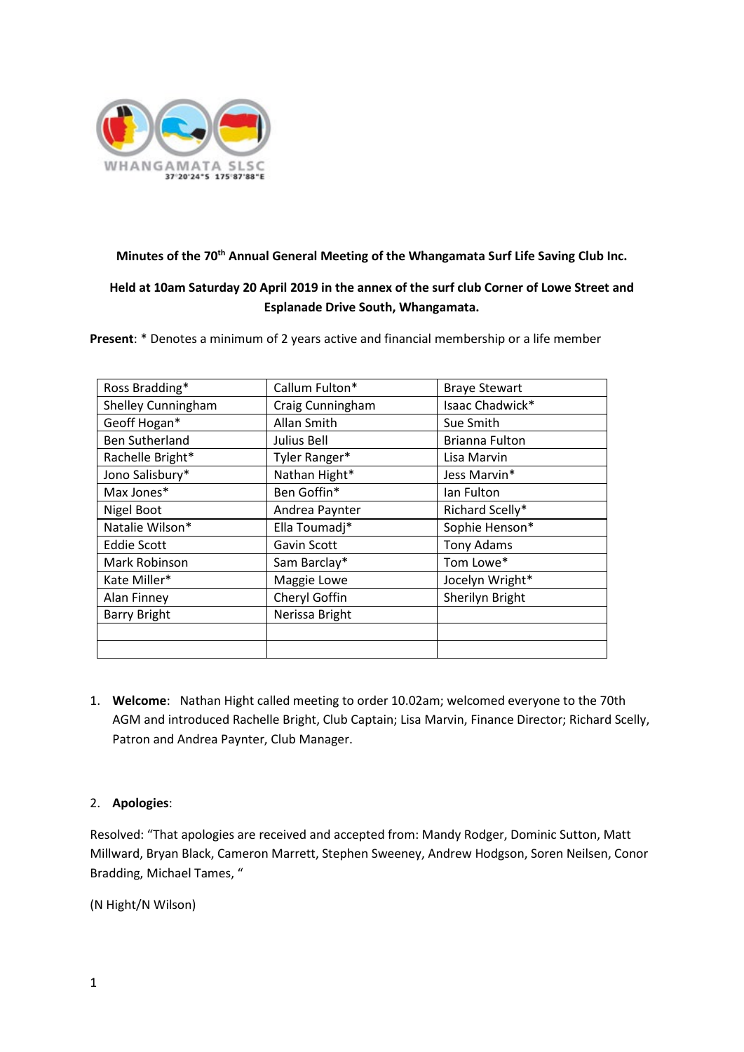**Minutes of the 70th Annual General Meeting of the Whangamata Surf Life Saving Club Inc.**

**Held at 10am Saturday 20 April 2019 in the annex of the surf club Corner of Lowe Street and Esplanade Drive South, Whangamata.**

**Present**: * Denotes a minimum of 2 years active and financial membership or a life member

| | | |
|---|---|---|
| Ross Bradding* | Callum Fulton* | Braye Stewart |
| Shelley Cunningham | Craig Cunningham | Isaac Chadwick* |
| Geoff Hogan* | Allan Smith | Sue Smith |
| Ben Sutherland | Julius Bell | Brianna Fulton |
| Rachelle Bright* | Tyler Ranger* | Lisa Marvin |
| Jono Salisbury* | Nathan Hight* | Jess Marvin* |
| Max Jones* | Ben Goffin* | Ian Fulton |
| Nigel Boot | Andrea Paynter | Richard Scelly* |
| Natalie Wilson* | Ella Toumadj* | Sophie Henson* |
| Eddie Scott | Gavin Scott | Tony Adams |
| Mark Robinson | Sam Barclay* | Tom Lowe* |
| Kate Miller* | Maggie Lowe | Jocelyn Wright* |
| Alan Finney | Cheryl Goffin | Sherilyn Bright |
| Barry Bright | Nerissa Bright | |
| | | |
| | | |

1. **Welcome**: Nathan Hight called meeting to order 10.02am; welcomed everyone to the 70th AGM and introduced Rachelle Bright, Club Captain; Lisa Marvin, Finance Director; Richard Scelly, Patron and Andrea Paynter, Club Manager.

2. **Apologies**:

Resolved: "That apologies are received and accepted from: Mandy Rodger, Dominic Sutton, Matt Millward, Bryan Black, Cameron Marrett, Stephen Sweeney, Andrew Hodgson, Soren Neilsen, Conor Bradding, Michael Tames, "

(N Hight/N Wilson)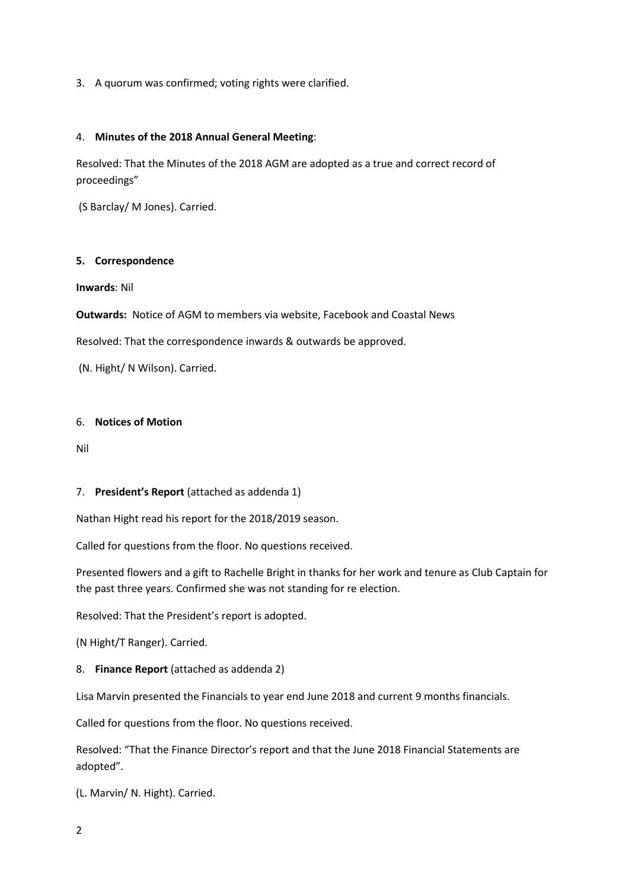3. A quorum was confirmed; voting rights were clarified.

4. **Minutes of the 2018 Annual General Meeting**:

Resolved: That the Minutes of the 2018 AGM are adopted as a true and correct record of proceedings"

(S Barclay/ M Jones). Carried.

**5. Correspondence**

**Inwards**: Nil

**Outwards:** Notice of AGM to members via website, Facebook and Coastal News

Resolved: That the correspondence inwards & outwards be approved.

(N. Hight/ N Wilson). Carried.

6. **Notices of Motion**

Nil

7. **President's Report** (attached as addenda 1)

Nathan Hight read his report for the 2018/2019 season.

Called for questions from the floor. No questions received.

Presented flowers and a gift to Rachelle Bright in thanks for her work and tenure as Club Captain for the past three years. Confirmed she was not standing for re election.

Resolved: That the President's report is adopted.

(N Hight/T Ranger). Carried.

8. **Finance Report** (attached as addenda 2)

Lisa Marvin presented the Financials to year end June 2018 and current 9 months financials.

Called for questions from the floor. No questions received.

Resolved: "That the Finance Director's report and that the June 2018 Financial Statements are adopted".

(L. Marvin/ N. Hight). Carried.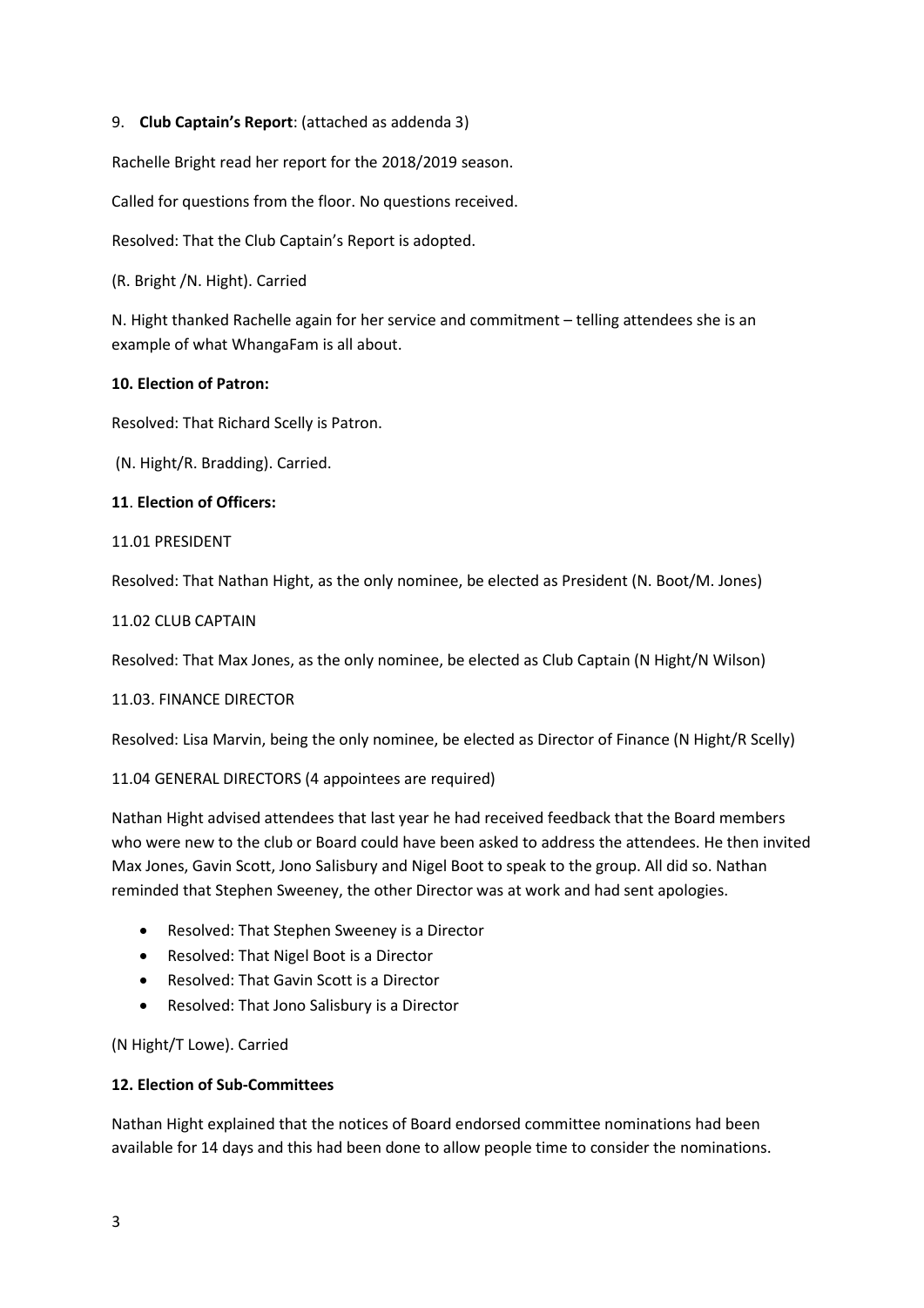9. **Club Captain's Report**: (attached as addenda 3)

Rachelle Bright read her report for the 2018/2019 season.

Called for questions from the floor. No questions received.

Resolved: That the Club Captain's Report is adopted.

(R. Bright /N. Hight). Carried

N. Hight thanked Rachelle again for her service and commitment – telling attendees she is an example of what WhangaFam is all about.

**10. Election of Patron:**

Resolved: That Richard Scelly is Patron.

(N. Hight/R. Bradding). Carried.

**11**. **Election of Officers:**

11.01 PRESIDENT

Resolved: That Nathan Hight, as the only nominee, be elected as President (N. Boot/M. Jones)

11.02 CLUB CAPTAIN

Resolved: That Max Jones, as the only nominee, be elected as Club Captain (N Hight/N Wilson)

11.03. FINANCE DIRECTOR

Resolved: Lisa Marvin, being the only nominee, be elected as Director of Finance (N Hight/R Scelly)

11.04 GENERAL DIRECTORS (4 appointees are required)

Nathan Hight advised attendees that last year he had received feedback that the Board members who were new to the club or Board could have been asked to address the attendees. He then invited Max Jones, Gavin Scott, Jono Salisbury and Nigel Boot to speak to the group. All did so. Nathan reminded that Stephen Sweeney, the other Director was at work and had sent apologies.

- Resolved: That Stephen Sweeney is a Director
- Resolved: That Nigel Boot is a Director
- Resolved: That Gavin Scott is a Director
- Resolved: That Jono Salisbury is a Director

(N Hight/T Lowe). Carried

**12. Election of Sub-Committees**

Nathan Hight explained that the notices of Board endorsed committee nominations had been available for 14 days and this had been done to allow people time to consider the nominations.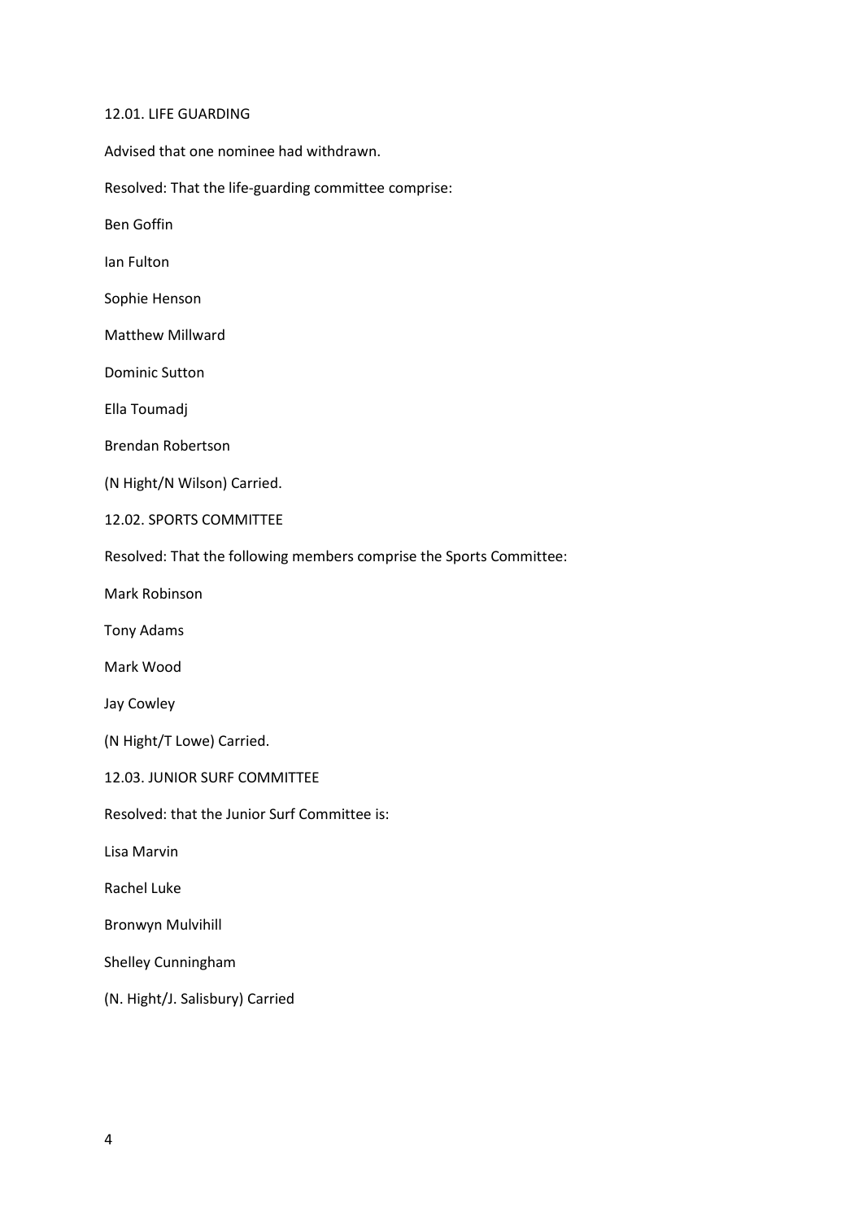### 12.01. LIFE GUARDING

Advised that one nominee had withdrawn.

Resolved: That the life-guarding committee comprise:

Ben Goffin

Ian Fulton

Sophie Henson

Matthew Millward

Dominic Sutton

Ella Toumadj

Brendan Robertson

(N Hight/N Wilson) Carried.

### 12.02. SPORTS COMMITTEE

Resolved: That the following members comprise the Sports Committee:

Mark Robinson

Tony Adams

Mark Wood

Jay Cowley

(N Hight/T Lowe) Carried.

### 12.03. JUNIOR SURF COMMITTEE

Resolved: that the Junior Surf Committee is:

Lisa Marvin

Rachel Luke

Bronwyn Mulvihill

Shelley Cunningham

(N. Hight/J. Salisbury) Carried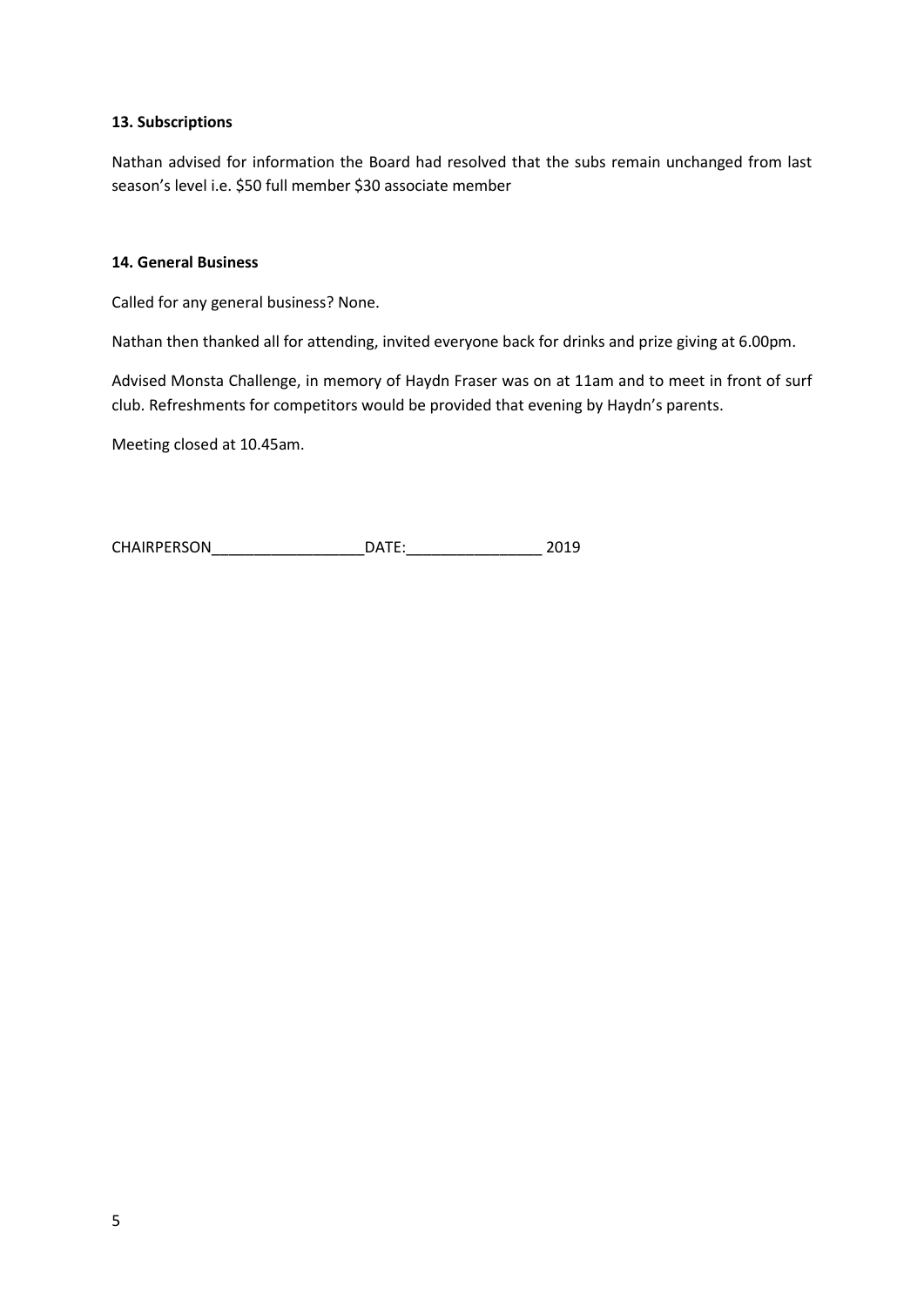**13. Subscriptions**

Nathan advised for information the Board had resolved that the subs remain unchanged from last season's level i.e. $50 full member $30 associate member

**14. General Business**

Called for any general business? None.

Nathan then thanked all for attending, invited everyone back for drinks and prize giving at 6.00pm.

Advised Monsta Challenge, in memory of Haydn Fraser was on at 11am and to meet in front of surf club. Refreshments for competitors would be provided that evening by Haydn's parents.

Meeting closed at 10.45am.

CHAIRPERSON__________________DATE:________________ 2019